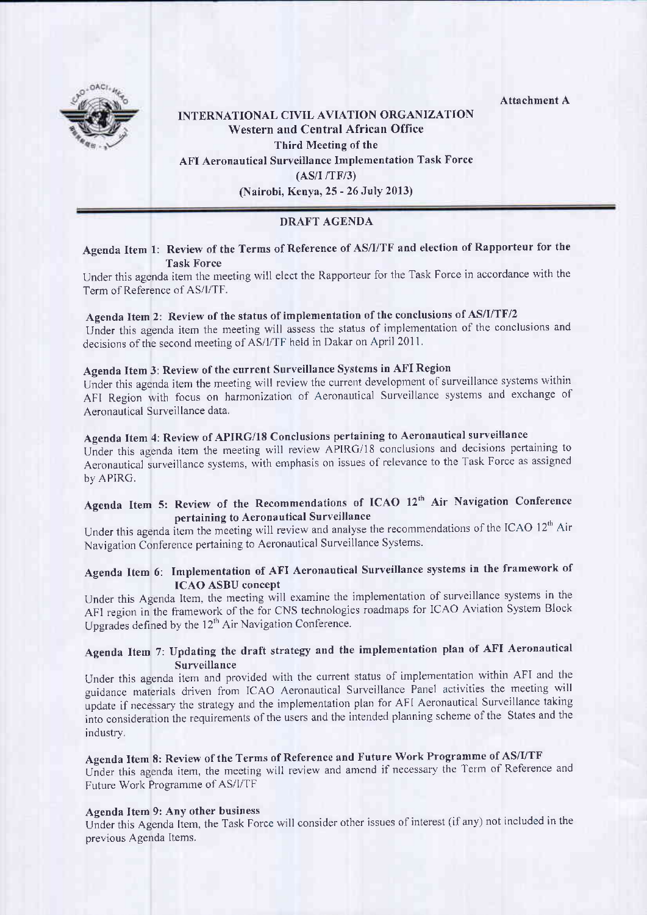Attachment A

**INTERNATIONAL CIVIL AVIATION ORGANIZATION**
**Western and Central African Office**
**Third Meeting of the**
**AFI Aeronautical Surveillance Implementation Task Force**
**(AS/I /TF/3)**
**(Nairobi, Kenya, 25 - 26 July 2013)**

## DRAFT AGENDA

### Agenda Item 1: Review of the Terms of Reference of AS/I/TF and election of Rapporteur for the Task Force

Under this agenda item the meeting will elect the Rapporteur for the Task Force in accordance with the Term of Reference of AS/I/TF.

### Agenda Item 2: Review of the status of implementation of the conclusions of AS/I/TF/2

Under this agenda item the meeting will assess the status of implementation of the conclusions and decisions of the second meeting of AS/I/TF held in Dakar on April 2011.

### Agenda Item 3: Review of the current Surveillance Systems in AFI Region

Under this agenda item the meeting will review the current development of surveillance systems within AFI Region with focus on harmonization of Aeronautical Surveillance systems and exchange of Aeronautical Surveillance data.

### Agenda Item 4: Review of APIRG/18 Conclusions pertaining to Aeronautical surveillance

Under this agenda item the meeting will review APIRG/18 conclusions and decisions pertaining to Aeronautical surveillance systems, with emphasis on issues of relevance to the Task Force as assigned by APIRG.

### Agenda Item 5: Review of the Recommendations of ICAO 12th Air Navigation Conference pertaining to Aeronautical Surveillance

Under this agenda item the meeting will review and analyse the recommendations of the ICAO 12th Air Navigation Conference pertaining to Aeronautical Surveillance Systems.

### Agenda Item 6: Implementation of AFI Aeronautical Surveillance systems in the framework of ICAO ASBU concept

Under this Agenda Item, the meeting will examine the implementation of surveillance systems in the AFI region in the framework of the for CNS technologies roadmaps for ICAO Aviation System Block Upgrades defined by the 12th Air Navigation Conference.

### Agenda Item 7: Updating the draft strategy and the implementation plan of AFI Aeronautical Surveillance

Under this agenda item and provided with the current status of implementation within AFI and the guidance materials driven from ICAO Aeronautical Surveillance Panel activities the meeting will update if necessary the strategy and the implementation plan for AFI Aeronautical Surveillance taking into consideration the requirements of the users and the intended planning scheme of the States and the industry.

### Agenda Item 8: Review of the Terms of Reference and Future Work Programme of AS/I/TF

Under this agenda item, the meeting will review and amend if necessary the Term of Reference and Future Work Programme of AS/I/TF

### Agenda Item 9: Any other business

Under this Agenda Item, the Task Force will consider other issues of interest (if any) not included in the previous Agenda Items.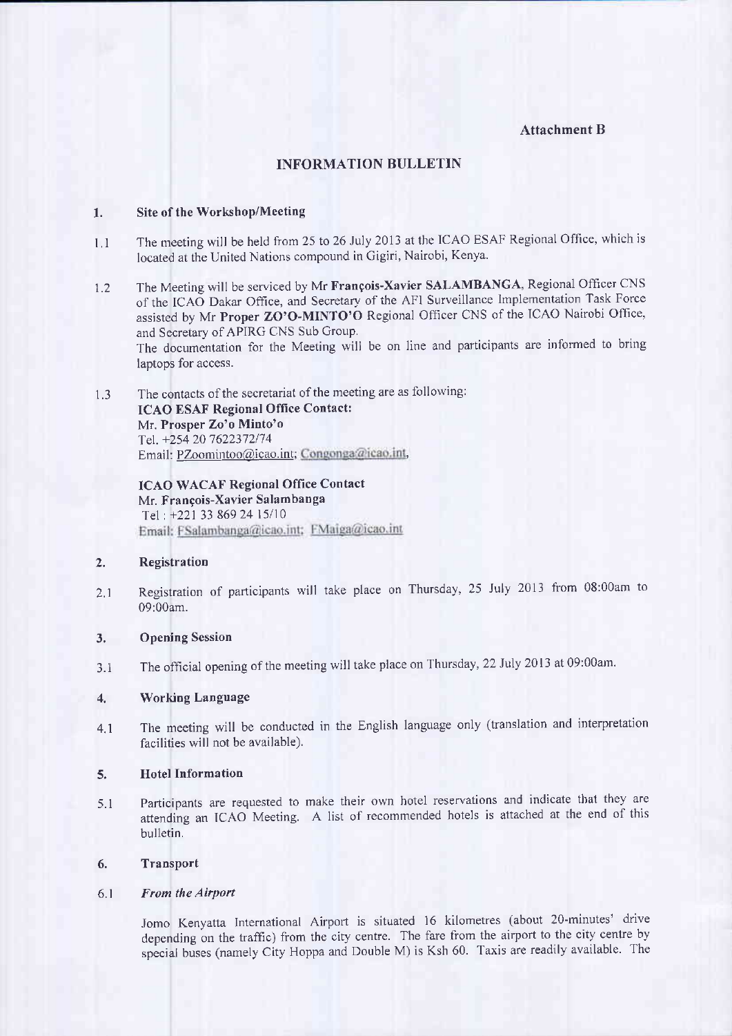**Attachment B**

## INFORMATION BULLETIN

**1. Site of the Workshop/Meeting**

1.1 The meeting will be held from 25 to 26 July 2013 at the ICAO ESAF Regional Office, which is located at the United Nations compound in Gigiri, Nairobi, Kenya.

1.2 The Meeting will be serviced by Mr **François-Xavier SALAMBANGA**, Regional Officer CNS of the ICAO Dakar Office, and Secretary of the AFI Surveillance Implementation Task Force assisted by Mr **Proper ZO'O-MINTO'O** Regional Officer CNS of the ICAO Nairobi Office, and Secretary of APIRG CNS Sub Group.
The documentation for the Meeting will be on line and participants are informed to bring laptops for access.

1.3 The contacts of the secretariat of the meeting are as following:
**ICAO ESAF Regional Office Contact:**
**Mr. Prosper Zo'o Minto'o**
Tel. +254 20 7622372/74
Email: PZoomintoo@icao.int; Congonga@icao.int,

**ICAO WACAF Regional Office Contact**
**Mr. François-Xavier Salambanga**
Tel : +221 33 869 24 15/10
Email: FSalambanga@icao.int; FMaiga@icao.int

**2. Registration**

2.1 Registration of participants will take place on Thursday, 25 July 2013 from 08:00am to 09:00am.

**3. Opening Session**

3.1 The official opening of the meeting will take place on Thursday, 22 July 2013 at 09:00am.

**4. Working Language**

4.1 The meeting will be conducted in the English language only (translation and interpretation facilities will not be available).

**5. Hotel Information**

5.1 Participants are requested to make their own hotel reservations and indicate that they are attending an ICAO Meeting. A list of recommended hotels is attached at the end of this bulletin.

**6. Transport**

6.1 ***From the Airport***

Jomo Kenyatta International Airport is situated 16 kilometres (about 20-minutes' drive depending on the traffic) from the city centre. The fare from the airport to the city centre by special buses (namely City Hoppa and Double M) is Ksh 60. Taxis are readily available. The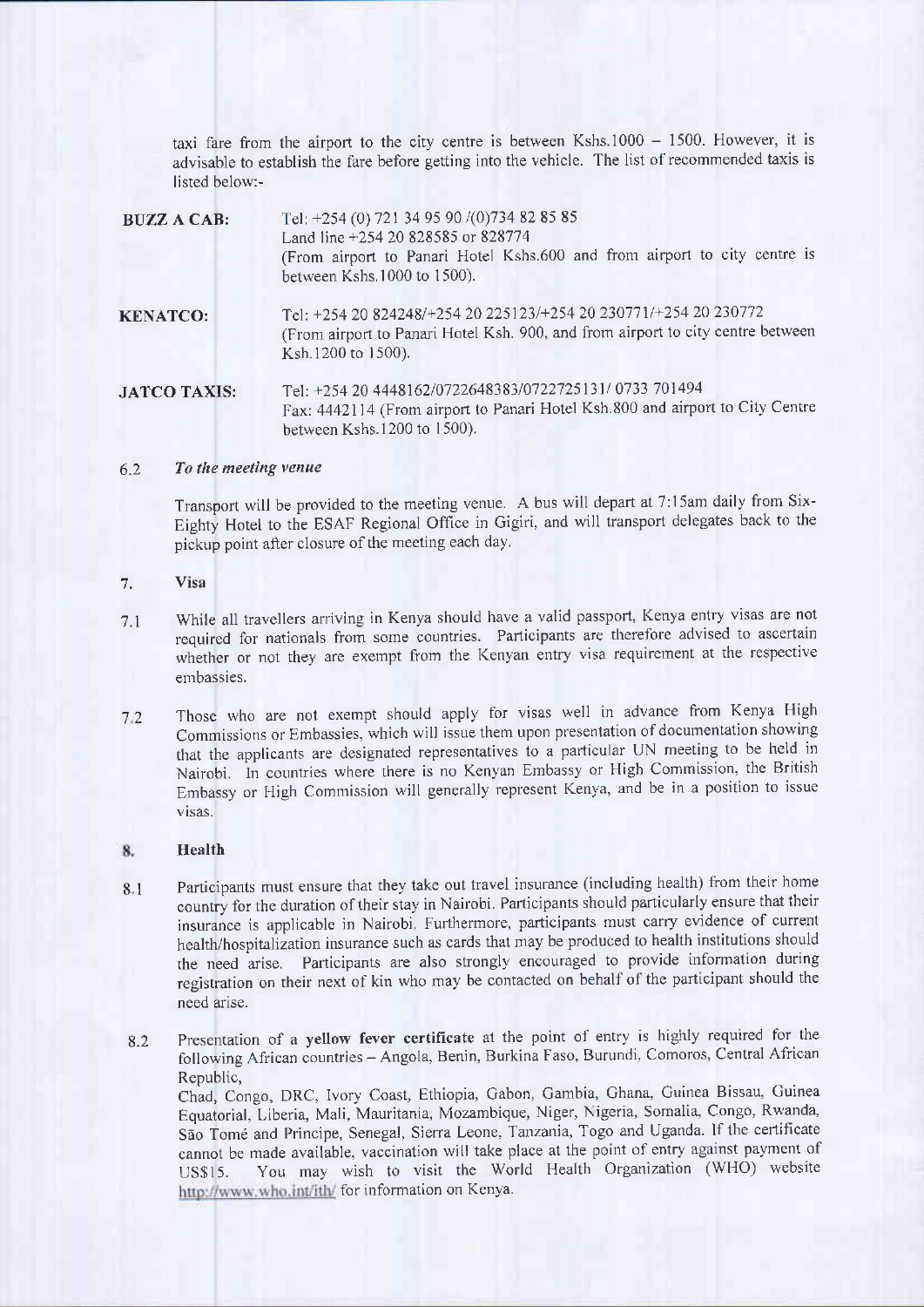taxi fare from the airport to the city centre is between Kshs.1000 – 1500. However, it is advisable to establish the fare before getting into the vehicle. The list of recommended taxis is listed below:-

**BUZZ A CAB:** Tel: +254 (0) 721 34 95 90 /(0)734 82 85 85
Land line +254 20 828585 or 828774
(From airport to Panari Hotel Kshs.600 and from airport to city centre is between Kshs.1000 to 1500).

**KENATCO:** Tel: +254 20 824248/+254 20 225123/+254 20 230771/+254 20 230772
(From airport to Panari Hotel Ksh. 900, and from airport to city centre between Ksh.1200 to 1500).

**JATCO TAXIS:** Tel: +254 20 4448162/0722648383/0722725131/ 0733 701494
Fax: 4442114 (From airport to Panari Hotel Ksh.800 and airport to City Centre between Kshs.1200 to 1500).

6.2 *To the meeting venue*

Transport will be provided to the meeting venue. A bus will depart at 7:15am daily from Six-Eighty Hotel to the ESAF Regional Office in Gigiri, and will transport delegates back to the pickup point after closure of the meeting each day.

## 7. Visa

7.1 While all travellers arriving in Kenya should have a valid passport, Kenya entry visas are not required for nationals from some countries. Participants are therefore advised to ascertain whether or not they are exempt from the Kenyan entry visa requirement at the respective embassies.

7.2 Those who are not exempt should apply for visas well in advance from Kenya High Commissions or Embassies, which will issue them upon presentation of documentation showing that the applicants are designated representatives to a particular UN meeting to be held in Nairobi. In countries where there is no Kenyan Embassy or High Commission, the British Embassy or High Commission will generally represent Kenya, and be in a position to issue visas.

## 8. Health

8.1 Participants must ensure that they take out travel insurance (including health) from their home country for the duration of their stay in Nairobi. Participants should particularly ensure that their insurance is applicable in Nairobi. Furthermore, participants must carry evidence of current health/hospitalization insurance such as cards that may be produced to health institutions should the need arise. Participants are also strongly encouraged to provide information during registration on their next of kin who may be contacted on behalf of the participant should the need arise.

8.2 Presentation of a **yellow fever certificate** at the point of entry is highly required for the following African countries – Angola, Benin, Burkina Faso, Burundi, Comoros, Central African Republic,
Chad, Congo, DRC, Ivory Coast, Ethiopia, Gabon, Gambia, Ghana, Guinea Bissau, Guinea Equatorial, Liberia, Mali, Mauritania, Mozambique, Niger, Nigeria, Somalia, Congo, Rwanda, São Tomé and Principe, Senegal, Sierra Leone, Tanzania, Togo and Uganda. If the certificate cannot be made available, vaccination will take place at the point of entry against payment of US$15. You may wish to visit the World Health Organization (WHO) website http://www.who.int/ith/ for information on Kenya.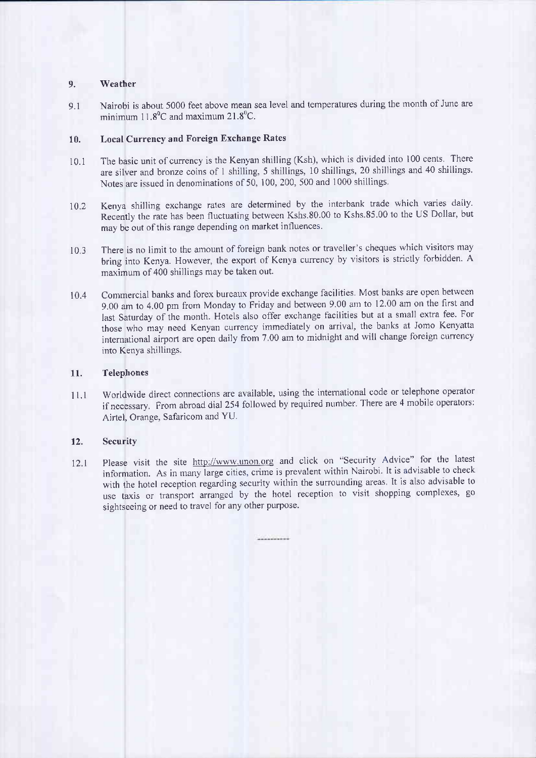## 9. Weather

9.1 Nairobi is about 5000 feet above mean sea level and temperatures during the month of June are minimum 11.8$^0$C and maximum 21.8$^0$C.

## 10. Local Currency and Foreign Exchange Rates

10.1 The basic unit of currency is the Kenyan shilling (Ksh), which is divided into 100 cents. There are silver and bronze coins of 1 shilling, 5 shillings, 10 shillings, 20 shillings and 40 shillings. Notes are issued in denominations of 50, 100, 200, 500 and 1000 shillings.

10.2 Kenya shilling exchange rates are determined by the interbank trade which varies daily. Recently the rate has been fluctuating between Kshs.80.00 to Kshs.85.00 to the US Dollar, but may be out of this range depending on market influences.

10.3 There is no limit to the amount of foreign bank notes or traveller's cheques which visitors may bring into Kenya. However, the export of Kenya currency by visitors is strictly forbidden. A maximum of 400 shillings may be taken out.

10.4 Commercial banks and forex bureaux provide exchange facilities. Most banks are open between 9.00 am to 4.00 pm from Monday to Friday and between 9.00 am to 12.00 am on the first and last Saturday of the month. Hotels also offer exchange facilities but at a small extra fee. For those who may need Kenyan currency immediately on arrival, the banks at Jomo Kenyatta international airport are open daily from 7.00 am to midnight and will change foreign currency into Kenya shillings.

## 11. Telephones

11.1 Worldwide direct connections are available, using the international code or telephone operator if necessary. From abroad dial 254 followed by required number. There are 4 mobile operators: Airtel, Orange, Safaricom and YU.

## 12. Security

12.1 Please visit the site http://www.unon.org and click on "Security Advice" for the latest information. As in many large cities, crime is prevalent within Nairobi. It is advisable to check with the hotel reception regarding security within the surrounding areas. It is also advisable to use taxis or transport arranged by the hotel reception to visit shopping complexes, go sightseeing or need to travel for any other purpose.

----------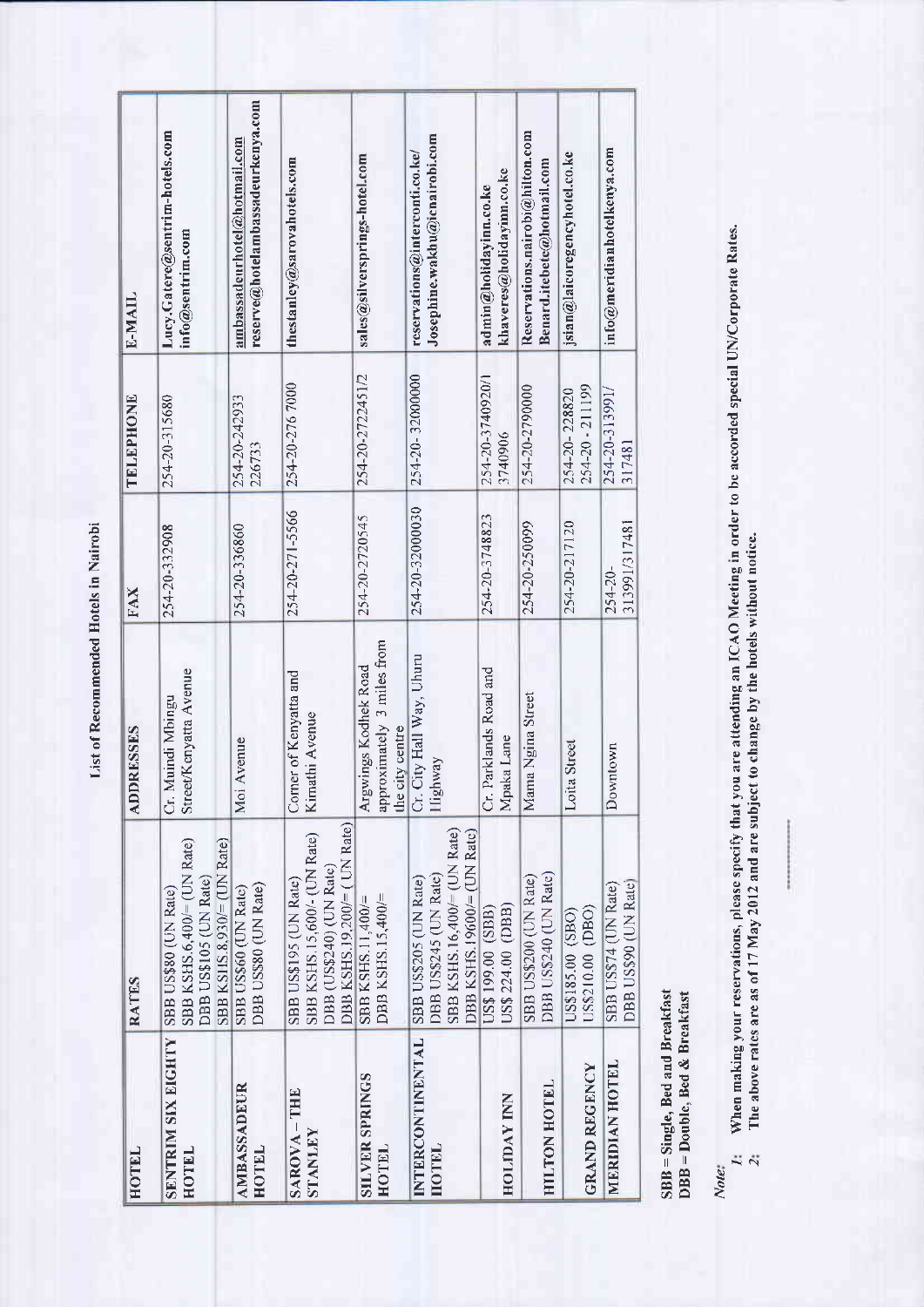# List of Recommended Hotels in Nairobi

| HOTEL | RATES | ADDRESSES | FAX | TELEPHONE | E-MAIL |
|---|---|---|---|---|---|
| **SENTRIM SIX EIGHTY HOTEL** | SBB US$80 (UN Rate)<br>SBB KSHS.6,400/= (UN Rate)<br>DBB US$105 (UN Rate)<br>SBB KSHS.8,930/= (UN Rate) | Cr. Muindi Mbingu Street/Kenyatta Avenue | 254-20-332908 | 254-20-315680 | Lucy.Gatere@sentrim-hotels.com<br>info@sentrim.com |
| **AMBASSADEUR HOTEL** | SBB US$60 (UN Rate)<br>DBB US$80 (UN Rate) | Moi Avenue | 254-20-336860 | 254-20-242933<br>226733 | ambassadeurhotel@hotmail.com<br>reserve@hotelambassadeurkenya.com |
| **SAROVA – THE STANLEY** | SBB US$195 (UN Rate)<br>SBB KSHS.15,600/- (UN Rate)<br>DBB (US$240) (UN Rate)<br>DBB KSHS.19,200/= ( UN Rate) | Corner of Kenyatta and Kimathi Avenue | 254-20-271-5566 | 254-20-276 7000 | thestanley@sarovahotels.com |
| **SILVER SPRINGS HOTEL** | SBB KSHS.11,400/=<br>DBB KSHS.15,400/= | Argwings Kodhek Road approximately 3 miles from the city centre | 254-20-2720545 | 254-20-2722451/2 | sales@silversprings-hotel.com |
| **INTERCONTINENTAL HOTEL** | SBB US$205 (UN Rate)<br>DBB US$245 (UN Rate)<br>SBB KSHS.16,400/= (UN Rate)<br>DBB KSHS.19600/= (UN Rate) | Cr. City Hall Way, Uhuru Highway | 254-20-32000030 | 254-20- 32000000 | reservations@interconti.co.ke/<br>Josephine.wakhu@icnairobi.com |
| **HOLIDAY INN** | US$ 199.00 (SBB)<br>US$ 224.00 (DBB) | Cr. Parklands Road and Mpaka Lane | 254-20-3748823 | 254-20-3740920/1<br>3740906 | admin@holidayinn.co.ke<br>khaveres@holidayinn.co.ke |
| **HILTON HOTEL** | SBB US$200 (UN Rate)<br>DBB US$240 (UN Rate) | Mama Ngina Street | 254-20-250099 | 254-20-2790000 | Reservations.nairobi@hilton.com<br>Benard.itebete@hotmail.com |
| **GRAND REGENCY** | US$185.00 (SBO)<br>US$210.00 (DBO) | Loita Street | 254-20-217120 | 254-20- 228820<br>254-20 - 211199 | jsian@laicoregencyhotel.co.ke |
| **MERIDIAN HOTEL** | SBB US$74 (UN Rate)<br>DBB US$90 (UN Rate) | Downtown | 254-20-313991/317481 | 254-20-313991/<br>317481 | info@meridianhotelkenya.com |

**SBB = Single, Bed and Breakfast**
**DBB = Double, Bed & Breakfast**

*Note:*

1: **When making your reservations, please specify that you are attending an ICAO Meeting in order to be accorded special UN/Corporate Rates.**
2: **The above rates are as of 17 May 2012 and are subject to change by the hotels without notice.**

———————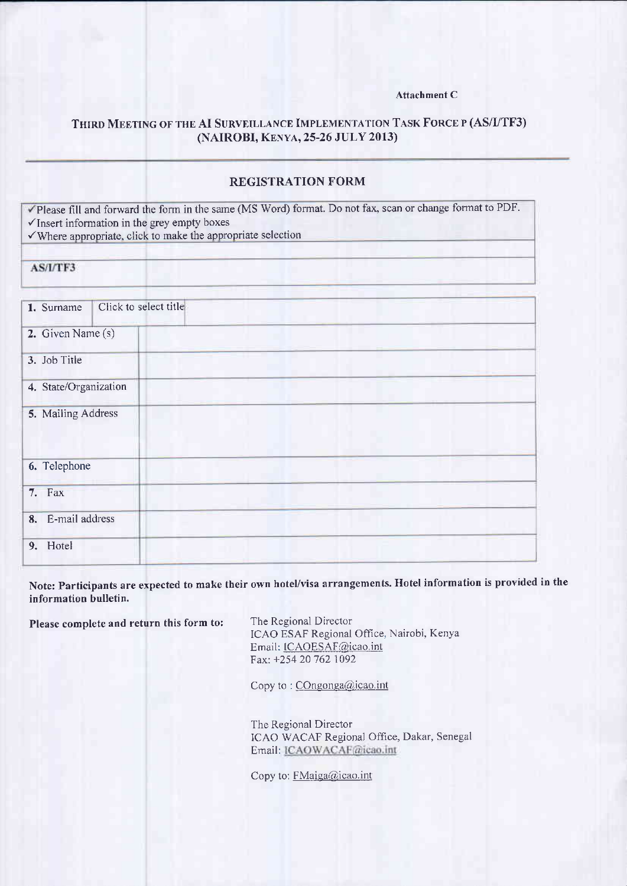Attachment C

## THIRD MEETING OF THE AI SURVEILLANCE IMPLEMENTATION TASK FORCE P (AS/I/TF3) (NAIROBI, KENYA, 25-26 JULY 2013)

---

### REGISTRATION FORM

| |
|---|
| ✓Please fill and forward the form in the same (MS Word) format. Do not fax, scan or change format to PDF.<br>✓Insert information in the grey empty boxes<br>✓Where appropriate, click to make the appropriate selection |
| |
| **AS/I/TF3** |

| | | |
|---|---|---|
| 1. Surname | Click to select title | |
| 2. Given Name (s) | | |
| 3. Job Title | | |
| 4. State/Organization | | |
| 5. Mailing Address | | |
| 6. Telephone | | |
| 7. Fax | | |
| 8. E-mail address | | |
| 9. Hotel | | |

**Note: Participants are expected to make their own hotel/visa arrangements. Hotel information is provided in the information bulletin.**

**Please complete and return this form to:**

The Regional Director
ICAO ESAF Regional Office, Nairobi, Kenya
Email: ICAOESAF@icao.int
Fax: +254 20 762 1092

Copy to : COngonga@icao.int

The Regional Director
ICAO WACAF Regional Office, Dakar, Senegal
Email: ICAOWACAF@icao.int

Copy to: FMaiga@icao.int